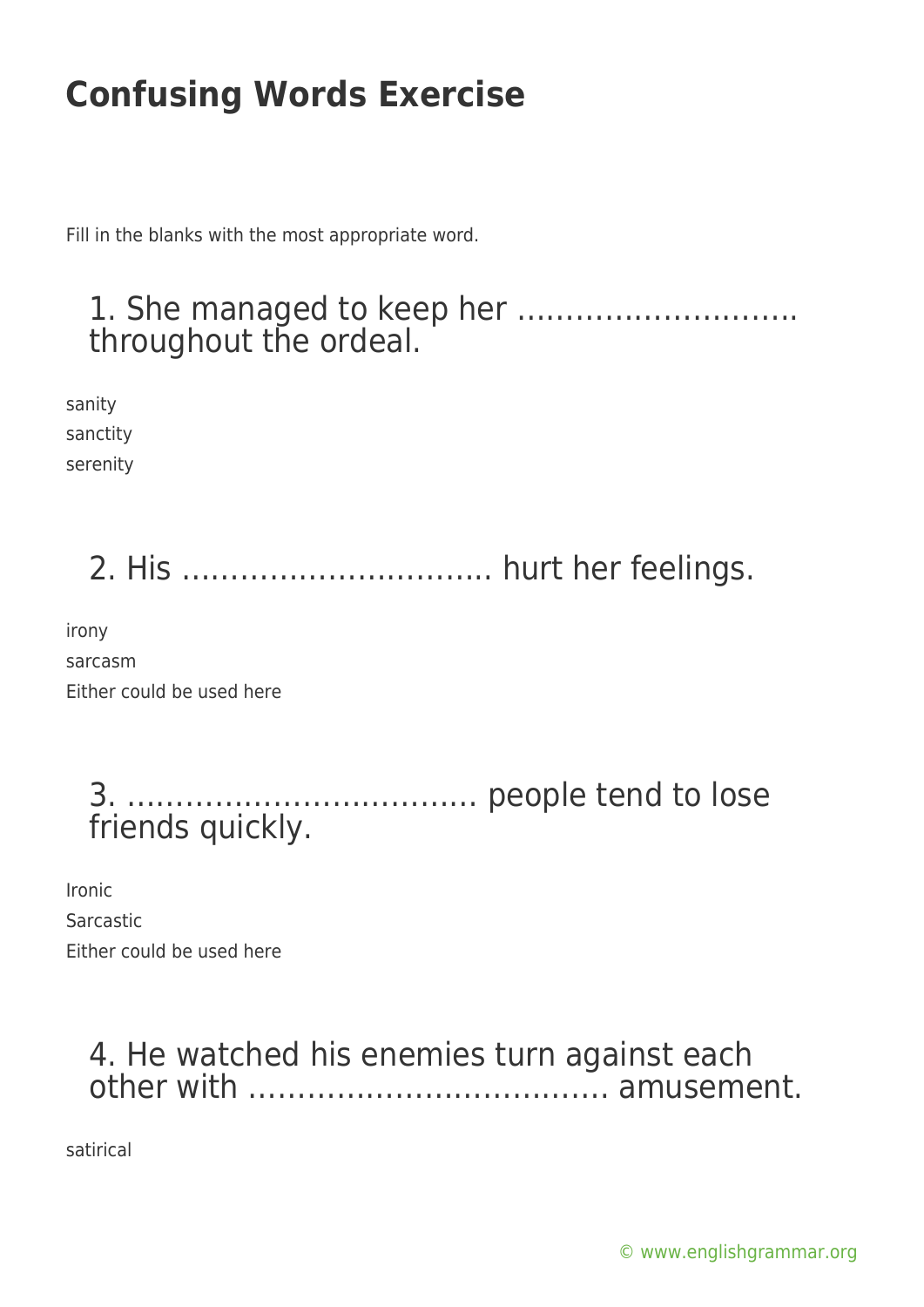# Confusing Words Exercise

Fill in the blanks with the most appropriate word.

## 1. She managed to keep her ……………………….. throughout the ordeal.

sanity
sanctity
serenity

## 2. His ………………………….. hurt her feelings.

irony
sarcasm
Either could be used here

## 3. ……………………………… people tend to lose friends quickly.

Ironic
Sarcastic
Either could be used here

## 4. He watched his enemies turn against each other with ……………………………… amusement.

satirical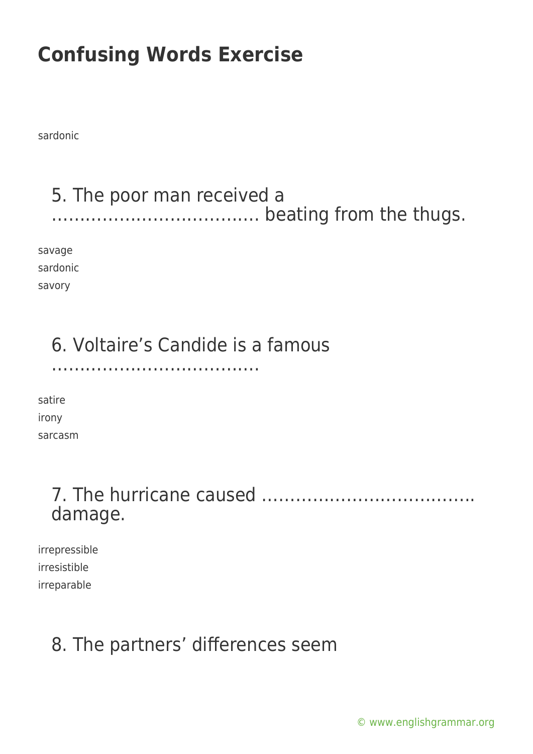# Confusing Words Exercise

sardonic

### 5. The poor man received a ………………………………. beating from the thugs.

savage
sardonic
savory

### 6. Voltaire’s Candide is a famous ……………………………….

satire
irony
sarcasm

### 7. The hurricane caused ………………………………. damage.

irrepressible
irresistible
irreparable

### 8. The partners’ differences seem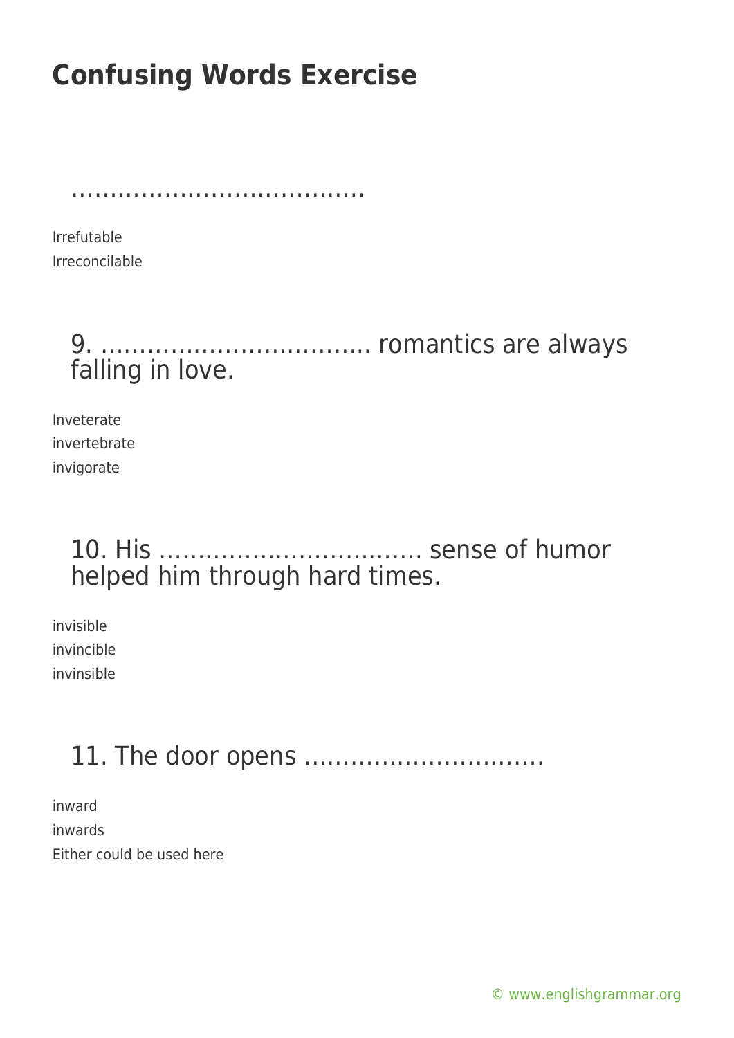# Confusing Words Exercise

…………………………………

Irrefutable
Irreconcilable

9. …………………………….. romantics are always falling in love.

Inveterate
invertebrate
invigorate

10. His …………………………… sense of humor helped him through hard times.

invisible
invincible
invinsible

11. The door opens …………………………

inward
inwards
Either could be used here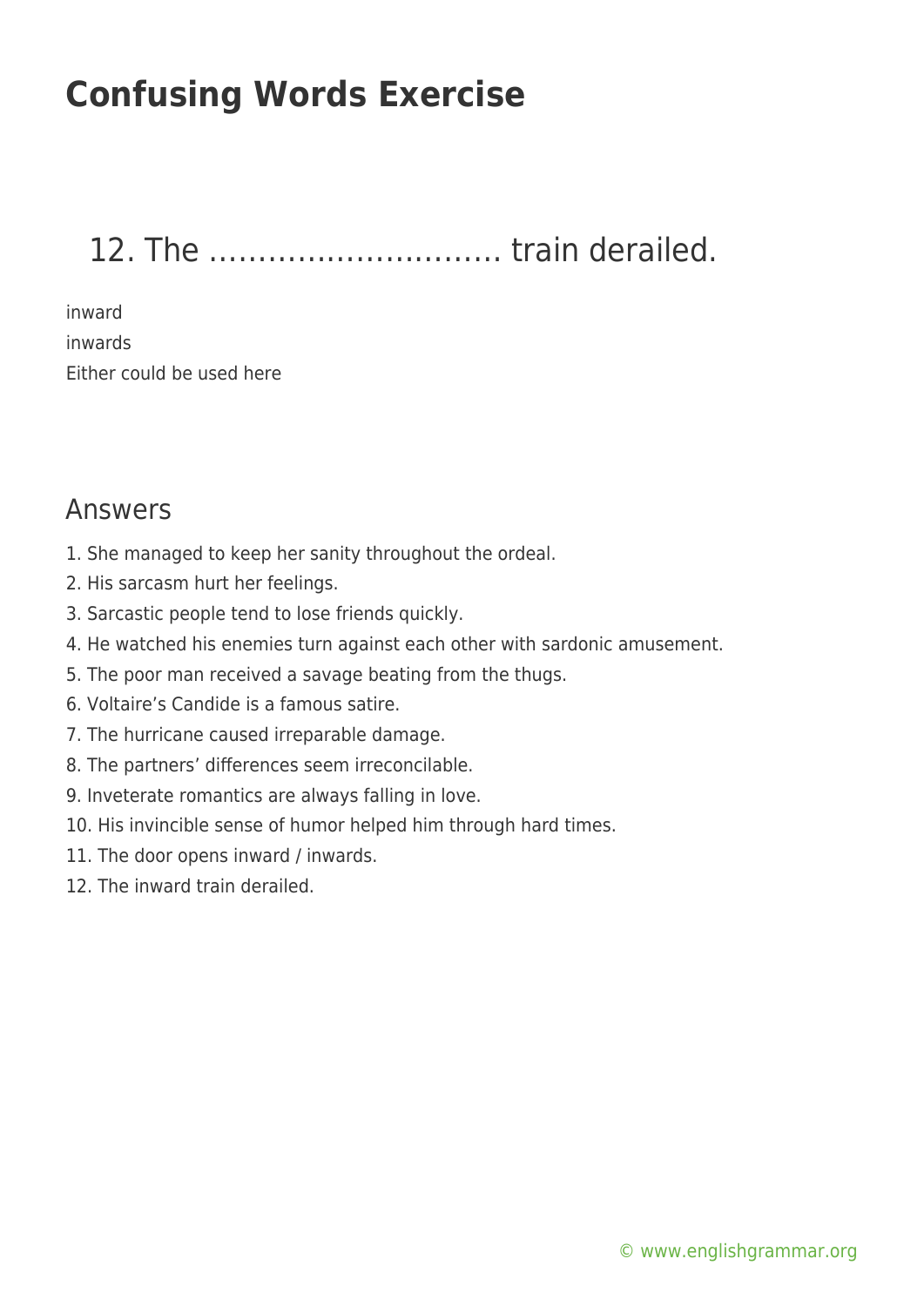# Confusing Words Exercise

## 12. The ………………………… train derailed.

inward
inwards
Either could be used here

## Answers

1. She managed to keep her sanity throughout the ordeal.
2. His sarcasm hurt her feelings.
3. Sarcastic people tend to lose friends quickly.
4. He watched his enemies turn against each other with sardonic amusement.
5. The poor man received a savage beating from the thugs.
6. Voltaire's Candide is a famous satire.
7. The hurricane caused irreparable damage.
8. The partners' differences seem irreconcilable.
9. Inveterate romantics are always falling in love.
10. His invincible sense of humor helped him through hard times.
11. The door opens inward / inwards.
12. The inward train derailed.

© www.englishgrammar.org